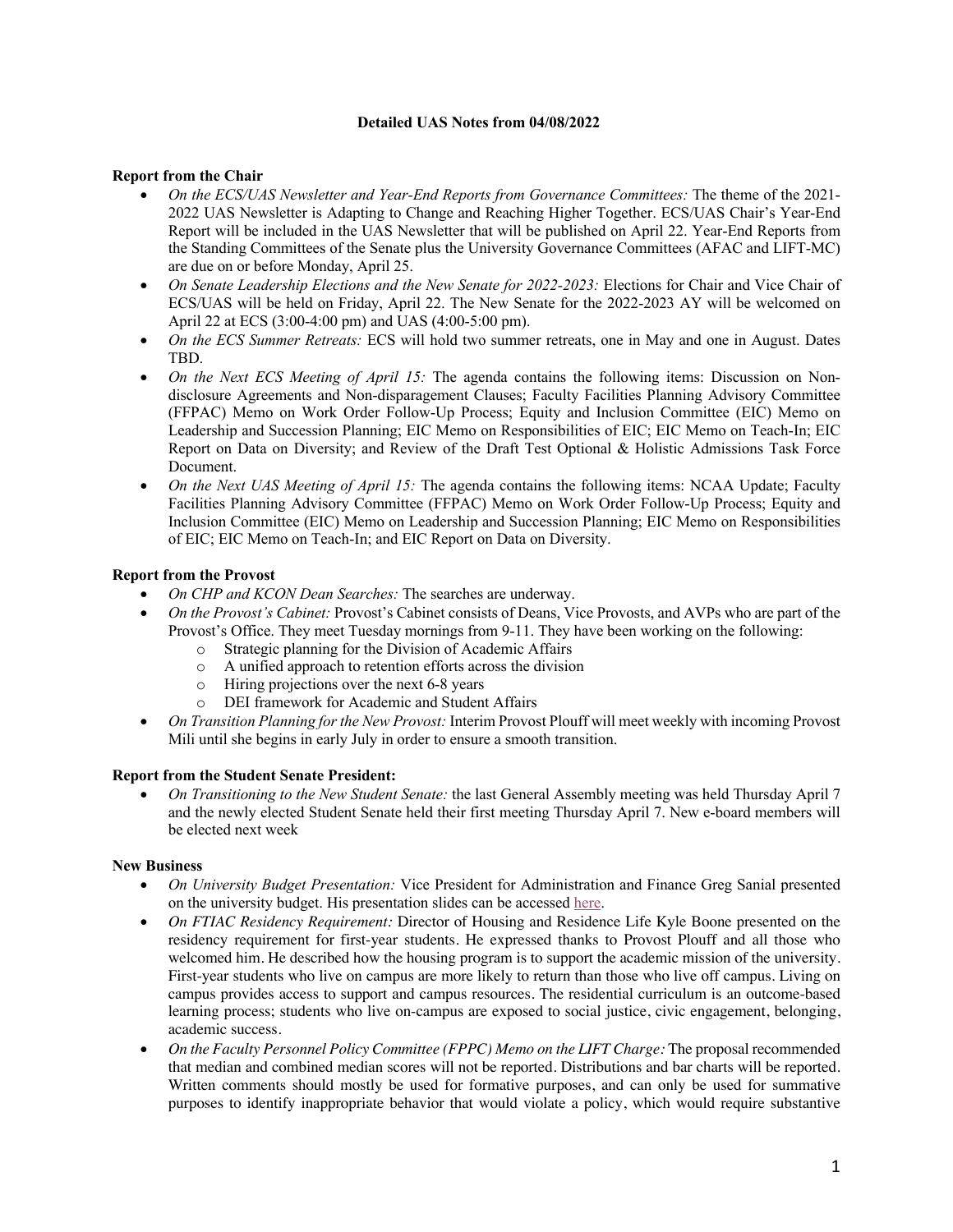**Detailed UAS Notes from 04/08/2022**

**Report from the Chair**

- *On the ECS/UAS Newsletter and Year-End Reports from Governance Committees:* The theme of the 2021-2022 UAS Newsletter is Adapting to Change and Reaching Higher Together. ECS/UAS Chair's Year-End Report will be included in the UAS Newsletter that will be published on April 22. Year-End Reports from the Standing Committees of the Senate plus the University Governance Committees (AFAC and LIFT-MC) are due on or before Monday, April 25.
- *On Senate Leadership Elections and the New Senate for 2022-2023:* Elections for Chair and Vice Chair of ECS/UAS will be held on Friday, April 22. The New Senate for the 2022-2023 AY will be welcomed on April 22 at ECS (3:00-4:00 pm) and UAS (4:00-5:00 pm).
- *On the ECS Summer Retreats:* ECS will hold two summer retreats, one in May and one in August. Dates TBD.
- *On the Next ECS Meeting of April 15:* The agenda contains the following items: Discussion on Non-disclosure Agreements and Non-disparagement Clauses; Faculty Facilities Planning Advisory Committee (FFPAC) Memo on Work Order Follow-Up Process; Equity and Inclusion Committee (EIC) Memo on Leadership and Succession Planning; EIC Memo on Responsibilities of EIC; EIC Memo on Teach-In; EIC Report on Data on Diversity; and Review of the Draft Test Optional & Holistic Admissions Task Force Document.
- *On the Next UAS Meeting of April 15:* The agenda contains the following items: NCAA Update; Faculty Facilities Planning Advisory Committee (FFPAC) Memo on Work Order Follow-Up Process; Equity and Inclusion Committee (EIC) Memo on Leadership and Succession Planning; EIC Memo on Responsibilities of EIC; EIC Memo on Teach-In; and EIC Report on Data on Diversity.

**Report from the Provost**

- *On CHP and KCON Dean Searches:* The searches are underway.
- *On the Provost's Cabinet:* Provost's Cabinet consists of Deans, Vice Provosts, and AVPs who are part of the Provost's Office. They meet Tuesday mornings from 9-11. They have been working on the following:
  - Strategic planning for the Division of Academic Affairs
  - A unified approach to retention efforts across the division
  - Hiring projections over the next 6-8 years
  - DEI framework for Academic and Student Affairs
- *On Transition Planning for the New Provost:* Interim Provost Plouff will meet weekly with incoming Provost Mili until she begins in early July in order to ensure a smooth transition.

**Report from the Student Senate President:**

- *On Transitioning to the New Student Senate:* the last General Assembly meeting was held Thursday April 7 and the newly elected Student Senate held their first meeting Thursday April 7. New e-board members will be elected next week

**New Business**

- *On University Budget Presentation:* Vice President for Administration and Finance Greg Sanial presented on the university budget. His presentation slides can be accessed here.
- *On FTIAC Residency Requirement:* Director of Housing and Residence Life Kyle Boone presented on the residency requirement for first-year students. He expressed thanks to Provost Plouff and all those who welcomed him. He described how the housing program is to support the academic mission of the university. First-year students who live on campus are more likely to return than those who live off campus. Living on campus provides access to support and campus resources. The residential curriculum is an outcome-based learning process; students who live on-campus are exposed to social justice, civic engagement, belonging, academic success.
- *On the Faculty Personnel Policy Committee (FPPC) Memo on the LIFT Charge:* The proposal recommended that median and combined median scores will not be reported. Distributions and bar charts will be reported. Written comments should mostly be used for formative purposes, and can only be used for summative purposes to identify inappropriate behavior that would violate a policy, which would require substantive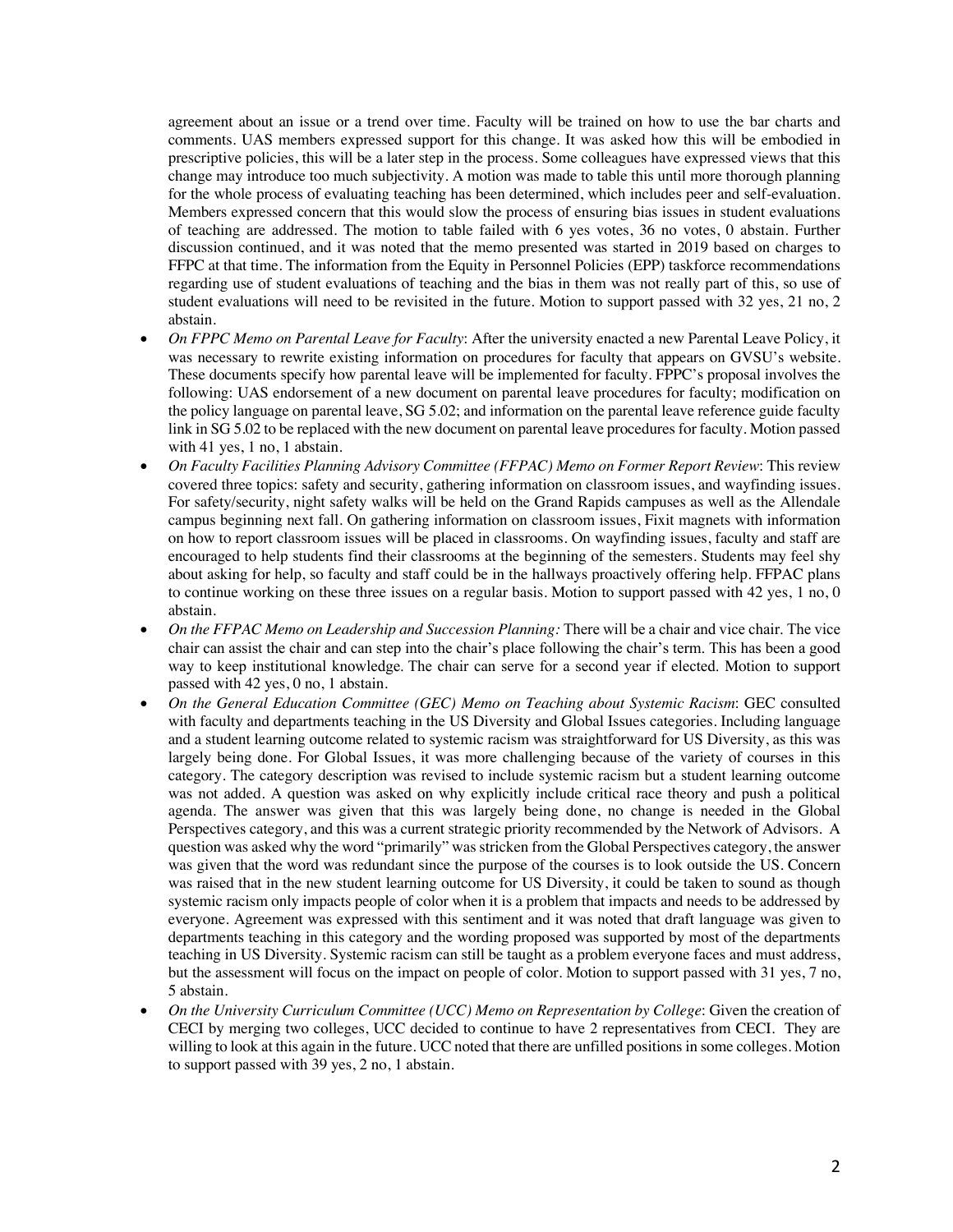agreement about an issue or a trend over time. Faculty will be trained on how to use the bar charts and comments. UAS members expressed support for this change. It was asked how this will be embodied in prescriptive policies, this will be a later step in the process. Some colleagues have expressed views that this change may introduce too much subjectivity. A motion was made to table this until more thorough planning for the whole process of evaluating teaching has been determined, which includes peer and self-evaluation. Members expressed concern that this would slow the process of ensuring bias issues in student evaluations of teaching are addressed. The motion to table failed with 6 yes votes, 36 no votes, 0 abstain. Further discussion continued, and it was noted that the memo presented was started in 2019 based on charges to FFPC at that time. The information from the Equity in Personnel Policies (EPP) taskforce recommendations regarding use of student evaluations of teaching and the bias in them was not really part of this, so use of student evaluations will need to be revisited in the future. Motion to support passed with 32 yes, 21 no, 2 abstain.

- *On FPPC Memo on Parental Leave for Faculty*: After the university enacted a new Parental Leave Policy, it was necessary to rewrite existing information on procedures for faculty that appears on GVSU's website. These documents specify how parental leave will be implemented for faculty. FPPC's proposal involves the following: UAS endorsement of a new document on parental leave procedures for faculty; modification on the policy language on parental leave, SG 5.02; and information on the parental leave reference guide faculty link in SG 5.02 to be replaced with the new document on parental leave procedures for faculty. Motion passed with 41 yes, 1 no, 1 abstain.
- *On Faculty Facilities Planning Advisory Committee (FFPAC) Memo on Former Report Review*: This review covered three topics: safety and security, gathering information on classroom issues, and wayfinding issues. For safety/security, night safety walks will be held on the Grand Rapids campuses as well as the Allendale campus beginning next fall. On gathering information on classroom issues, Fixit magnets with information on how to report classroom issues will be placed in classrooms. On wayfinding issues, faculty and staff are encouraged to help students find their classrooms at the beginning of the semesters. Students may feel shy about asking for help, so faculty and staff could be in the hallways proactively offering help. FFPAC plans to continue working on these three issues on a regular basis. Motion to support passed with 42 yes, 1 no, 0 abstain.
- *On the FFPAC Memo on Leadership and Succession Planning:* There will be a chair and vice chair. The vice chair can assist the chair and can step into the chair's place following the chair's term. This has been a good way to keep institutional knowledge. The chair can serve for a second year if elected. Motion to support passed with 42 yes, 0 no, 1 abstain.
- *On the General Education Committee (GEC) Memo on Teaching about Systemic Racism*: GEC consulted with faculty and departments teaching in the US Diversity and Global Issues categories. Including language and a student learning outcome related to systemic racism was straightforward for US Diversity, as this was largely being done. For Global Issues, it was more challenging because of the variety of courses in this category. The category description was revised to include systemic racism but a student learning outcome was not added. A question was asked on why explicitly include critical race theory and push a political agenda. The answer was given that this was largely being done, no change is needed in the Global Perspectives category, and this was a current strategic priority recommended by the Network of Advisors. A question was asked why the word "primarily" was stricken from the Global Perspectives category, the answer was given that the word was redundant since the purpose of the courses is to look outside the US. Concern was raised that in the new student learning outcome for US Diversity, it could be taken to sound as though systemic racism only impacts people of color when it is a problem that impacts and needs to be addressed by everyone. Agreement was expressed with this sentiment and it was noted that draft language was given to departments teaching in this category and the wording proposed was supported by most of the departments teaching in US Diversity. Systemic racism can still be taught as a problem everyone faces and must address, but the assessment will focus on the impact on people of color. Motion to support passed with 31 yes, 7 no, 5 abstain.
- *On the University Curriculum Committee (UCC) Memo on Representation by College*: Given the creation of CECI by merging two colleges, UCC decided to continue to have 2 representatives from CECI. They are willing to look at this again in the future. UCC noted that there are unfilled positions in some colleges. Motion to support passed with 39 yes, 2 no, 1 abstain.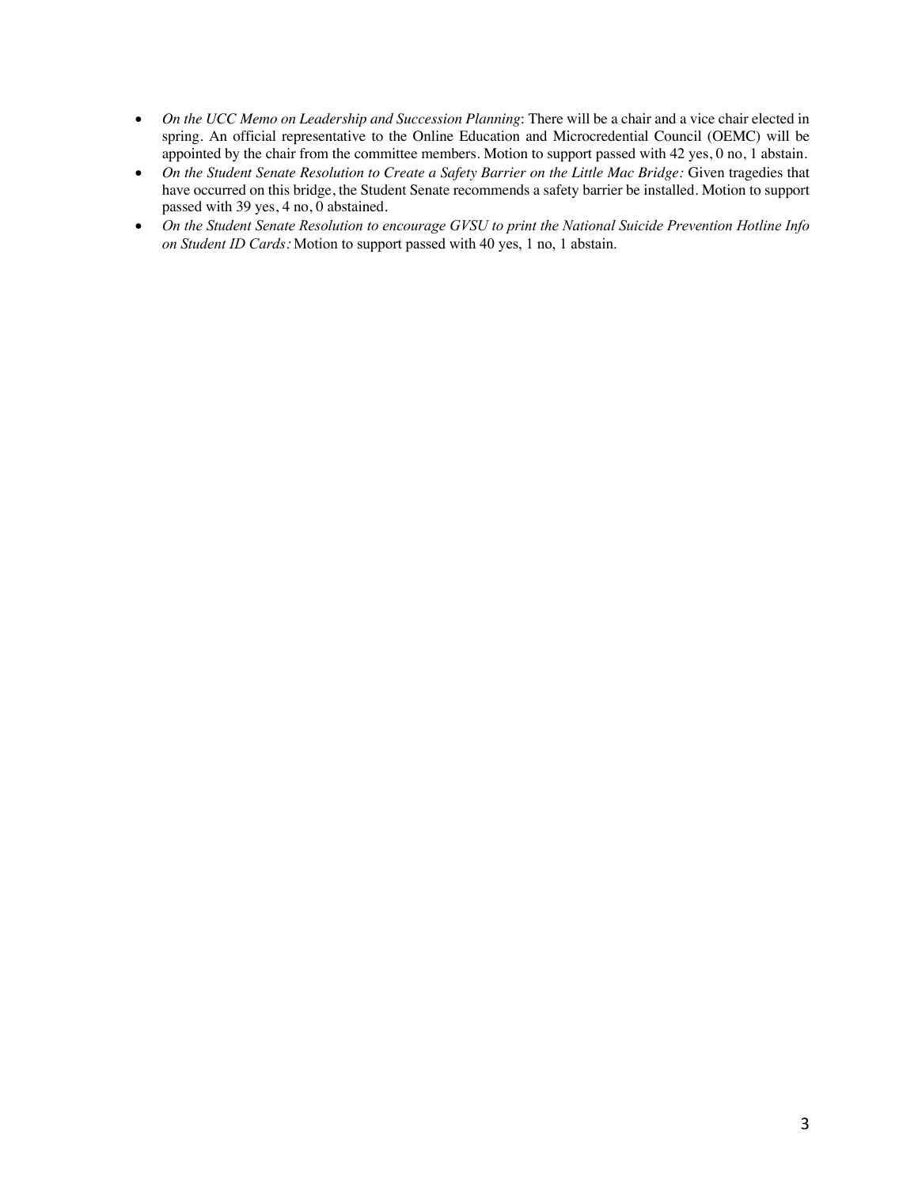- *On the UCC Memo on Leadership and Succession Planning*: There will be a chair and a vice chair elected in spring. An official representative to the Online Education and Microcredential Council (OEMC) will be appointed by the chair from the committee members. Motion to support passed with 42 yes, 0 no, 1 abstain.
- *On the Student Senate Resolution to Create a Safety Barrier on the Little Mac Bridge:* Given tragedies that have occurred on this bridge, the Student Senate recommends a safety barrier be installed. Motion to support passed with 39 yes, 4 no, 0 abstained.
- *On the Student Senate Resolution to encourage GVSU to print the National Suicide Prevention Hotline Info on Student ID Cards:* Motion to support passed with 40 yes, 1 no, 1 abstain.